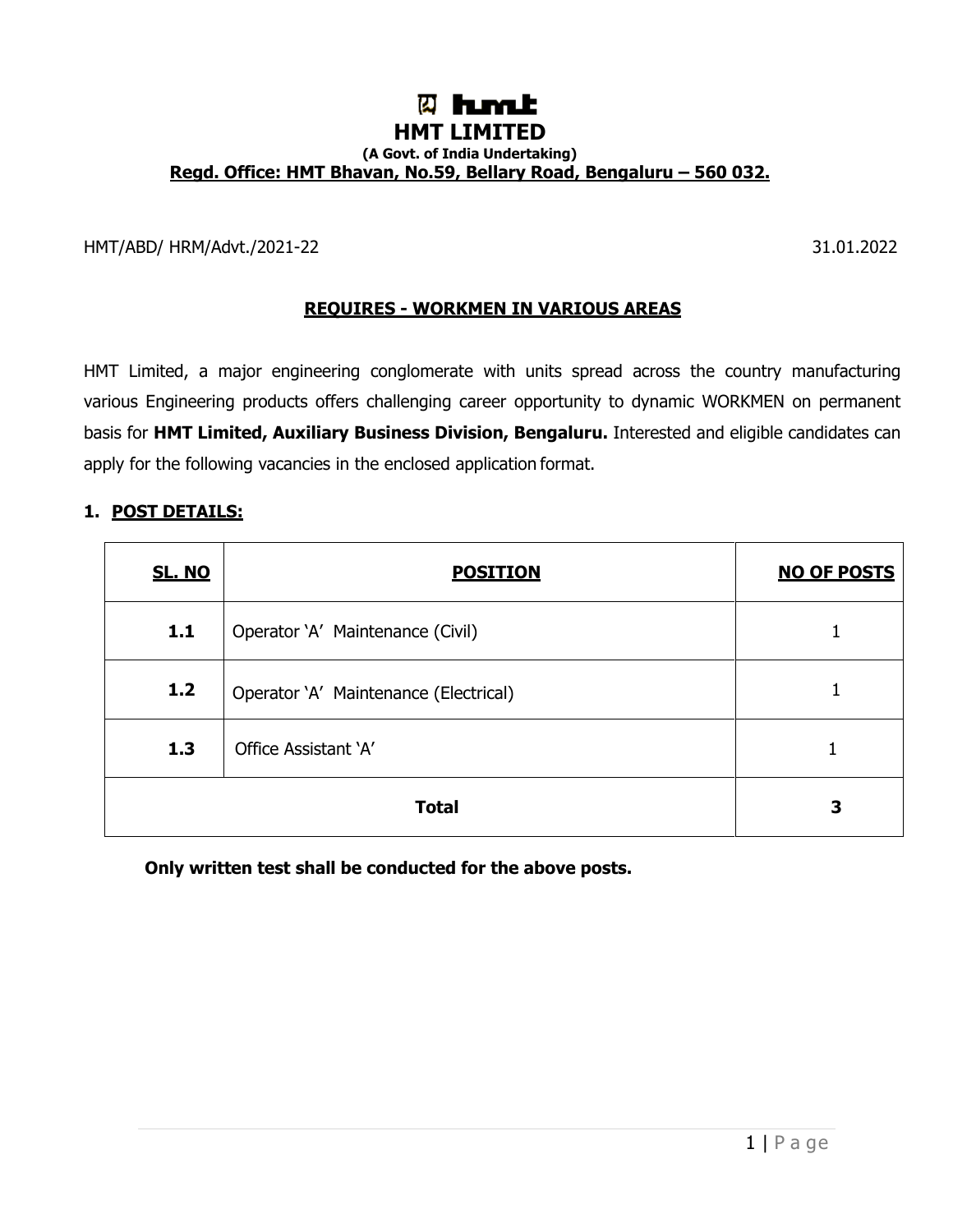# HMT LIMITED

**(A Govt. of India Undertaking)**

**Regd. Office: HMT Bhavan, No.59, Bellary Road, Bengaluru – 560 032.**

HMT/ABD/ HRM/Advt./2021-22 31.01.2022

## REQUIRES - WORKMEN IN VARIOUS AREAS

HMT Limited, a major engineering conglomerate with units spread across the country manufacturing various Engineering products offers challenging career opportunity to dynamic WORKMEN on permanent basis for **HMT Limited, Auxiliary Business Division, Bengaluru.** Interested and eligible candidates can apply for the following vacancies in the enclosed application format.

### 1. POST DETAILS:

| SL. NO | POSITION | NO OF POSTS |
|---|---|---|
| **1.1** | Operator 'A' Maintenance (Civil) | 1 |
| **1.2** | Operator 'A' Maintenance (Electrical) | 1 |
| **1.3** | Office Assistant 'A' | 1 |
| **Total** | | **3** |

**Only written test shall be conducted for the above posts.**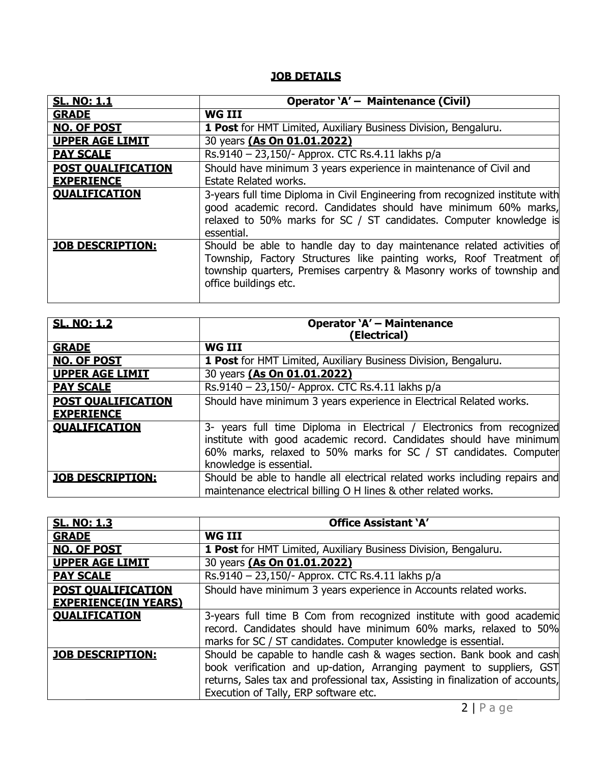## JOB DETAILS

| **SL. NO: 1.1** | **Operator 'A' – Maintenance (Civil)** |
|---|---|
| **GRADE** | **WG III** |
| **NO. OF POST** | **1 Post** for HMT Limited, Auxiliary Business Division, Bengaluru. |
| **UPPER AGE LIMIT** | 30 years **(As On 01.01.2022)** |
| **PAY SCALE** | Rs.9140 – 23,150/- Approx. CTC Rs.4.11 lakhs p/a |
| **POST QUALIFICATION EXPERIENCE** | Should have minimum 3 years experience in maintenance of Civil and Estate Related works. |
| **QUALIFICATION** | 3-years full time Diploma in Civil Engineering from recognized institute with good academic record. Candidates should have minimum 60% marks, relaxed to 50% marks for SC / ST candidates. Computer knowledge is essential. |
| **JOB DESCRIPTION:** | Should be able to handle day to day maintenance related activities of Township, Factory Structures like painting works, Roof Treatment of township quarters, Premises carpentry & Masonry works of township and office buildings etc. |

| **SL. NO: 1.2** | **Operator 'A' – Maintenance (Electrical)** |
|---|---|
| **GRADE** | **WG III** |
| **NO. OF POST** | **1 Post** for HMT Limited, Auxiliary Business Division, Bengaluru. |
| **UPPER AGE LIMIT** | 30 years **(As On 01.01.2022)** |
| **PAY SCALE** | Rs.9140 – 23,150/- Approx. CTC Rs.4.11 lakhs p/a |
| **POST QUALIFICATION EXPERIENCE** | Should have minimum 3 years experience in Electrical Related works. |
| **QUALIFICATION** | 3- years full time Diploma in Electrical / Electronics from recognized institute with good academic record. Candidates should have minimum 60% marks, relaxed to 50% marks for SC / ST candidates. Computer knowledge is essential. |
| **JOB DESCRIPTION:** | Should be able to handle all electrical related works including repairs and maintenance electrical billing O H lines & other related works. |

| **SL. NO: 1.3** | **Office Assistant 'A'** |
|---|---|
| **GRADE** | **WG III** |
| **NO. OF POST** | **1 Post** for HMT Limited, Auxiliary Business Division, Bengaluru. |
| **UPPER AGE LIMIT** | 30 years **(As On 01.01.2022)** |
| **PAY SCALE** | Rs.9140 – 23,150/- Approx. CTC Rs.4.11 lakhs p/a |
| **POST QUALIFICATION EXPERIENCE(IN YEARS)** | Should have minimum 3 years experience in Accounts related works. |
| **QUALIFICATION** | 3-years full time B Com from recognized institute with good academic record. Candidates should have minimum 60% marks, relaxed to 50% marks for SC / ST candidates. Computer knowledge is essential. |
| **JOB DESCRIPTION:** | Should be capable to handle cash & wages section. Bank book and cash book verification and up-dation, Arranging payment to suppliers, GST returns, Sales tax and professional tax, Assisting in finalization of accounts, Execution of Tally, ERP software etc. |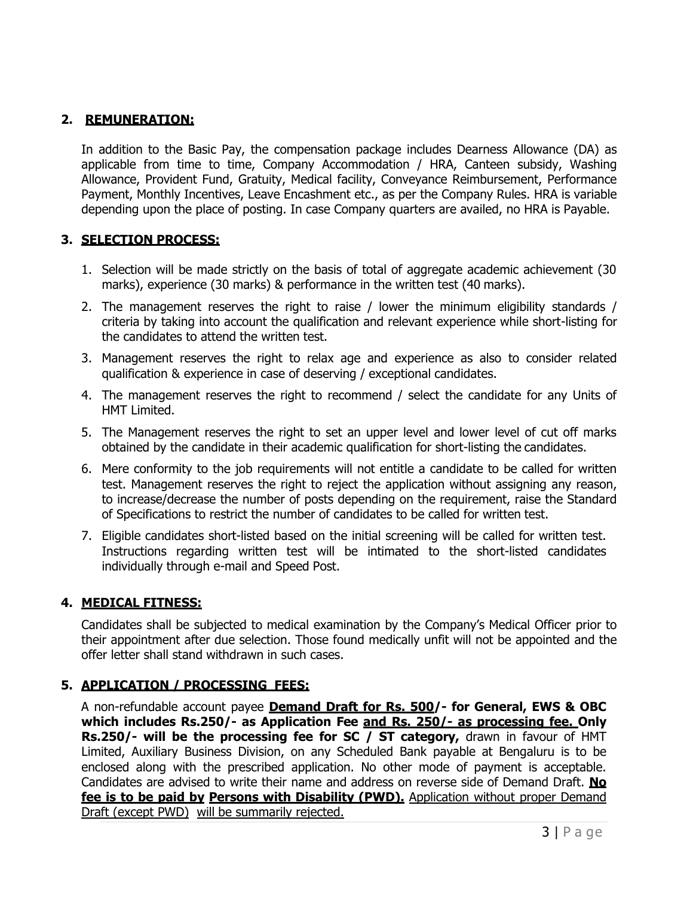## 2. REMUNERATION:

In addition to the Basic Pay, the compensation package includes Dearness Allowance (DA) as applicable from time to time, Company Accommodation / HRA, Canteen subsidy, Washing Allowance, Provident Fund, Gratuity, Medical facility, Conveyance Reimbursement, Performance Payment, Monthly Incentives, Leave Encashment etc., as per the Company Rules. HRA is variable depending upon the place of posting. In case Company quarters are availed, no HRA is Payable.

## 3. SELECTION PROCESS:

1. Selection will be made strictly on the basis of total of aggregate academic achievement (30 marks), experience (30 marks) & performance in the written test (40 marks).
2. The management reserves the right to raise / lower the minimum eligibility standards / criteria by taking into account the qualification and relevant experience while short-listing for the candidates to attend the written test.
3. Management reserves the right to relax age and experience as also to consider related qualification & experience in case of deserving / exceptional candidates.
4. The management reserves the right to recommend / select the candidate for any Units of HMT Limited.
5. The Management reserves the right to set an upper level and lower level of cut off marks obtained by the candidate in their academic qualification for short-listing the candidates.
6. Mere conformity to the job requirements will not entitle a candidate to be called for written test. Management reserves the right to reject the application without assigning any reason, to increase/decrease the number of posts depending on the requirement, raise the Standard of Specifications to restrict the number of candidates to be called for written test.
7. Eligible candidates short-listed based on the initial screening will be called for written test. Instructions regarding written test will be intimated to the short-listed candidates individually through e-mail and Speed Post.

## 4. MEDICAL FITNESS:

Candidates shall be subjected to medical examination by the Company's Medical Officer prior to their appointment after due selection. Those found medically unfit will not be appointed and the offer letter shall stand withdrawn in such cases.

## 5. APPLICATION / PROCESSING FEES:

A non-refundable account payee **Demand Draft for Rs. 500/- for General, EWS & OBC which includes Rs.250/- as Application Fee and Rs. 250/- as processing fee. Only Rs.250/- will be the processing fee for SC / ST category,** drawn in favour of HMT Limited, Auxiliary Business Division, on any Scheduled Bank payable at Bengaluru is to be enclosed along with the prescribed application. No other mode of payment is acceptable. Candidates are advised to write their name and address on reverse side of Demand Draft. **No fee is to be paid by Persons with Disability (PWD).** Application without proper Demand Draft (except PWD) will be summarily rejected.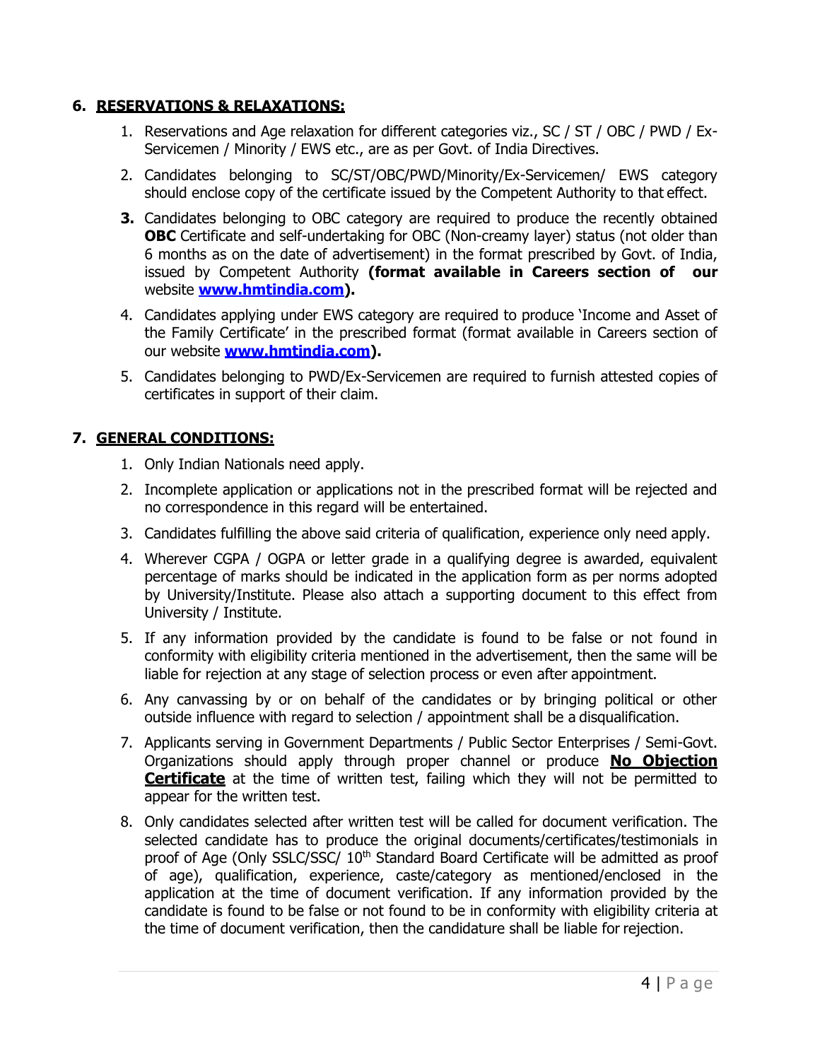## 6. RESERVATIONS & RELAXATIONS:

1. Reservations and Age relaxation for different categories viz., SC / ST / OBC / PWD / Ex-Servicemen / Minority / EWS etc., are as per Govt. of India Directives.
2. Candidates belonging to SC/ST/OBC/PWD/Minority/Ex-Servicemen/ EWS category should enclose copy of the certificate issued by the Competent Authority to that effect.
3. Candidates belonging to OBC category are required to produce the recently obtained **OBC** Certificate and self-undertaking for OBC (Non-creamy layer) status (not older than 6 months as on the date of advertisement) in the format prescribed by Govt. of India, issued by Competent Authority **(format available in Careers section of our** website **[www.hmtindia.com](http://www.hmtindia.com)).**
4. Candidates applying under EWS category are required to produce 'Income and Asset of the Family Certificate' in the prescribed format (format available in Careers section of our website **[www.hmtindia.com](http://www.hmtindia.com)).**
5. Candidates belonging to PWD/Ex-Servicemen are required to furnish attested copies of certificates in support of their claim.

## 7. GENERAL CONDITIONS:

1. Only Indian Nationals need apply.
2. Incomplete application or applications not in the prescribed format will be rejected and no correspondence in this regard will be entertained.
3. Candidates fulfilling the above said criteria of qualification, experience only need apply.
4. Wherever CGPA / OGPA or letter grade in a qualifying degree is awarded, equivalent percentage of marks should be indicated in the application form as per norms adopted by University/Institute. Please also attach a supporting document to this effect from University / Institute.
5. If any information provided by the candidate is found to be false or not found in conformity with eligibility criteria mentioned in the advertisement, then the same will be liable for rejection at any stage of selection process or even after appointment.
6. Any canvassing by or on behalf of the candidates or by bringing political or other outside influence with regard to selection / appointment shall be a disqualification.
7. Applicants serving in Government Departments / Public Sector Enterprises / Semi-Govt. Organizations should apply through proper channel or produce **No Objection Certificate** at the time of written test, failing which they will not be permitted to appear for the written test.
8. Only candidates selected after written test will be called for document verification. The selected candidate has to produce the original documents/certificates/testimonials in proof of Age (Only SSLC/SSC/ 10th Standard Board Certificate will be admitted as proof of age), qualification, experience, caste/category as mentioned/enclosed in the application at the time of document verification. If any information provided by the candidate is found to be false or not found to be in conformity with eligibility criteria at the time of document verification, then the candidature shall be liable for rejection.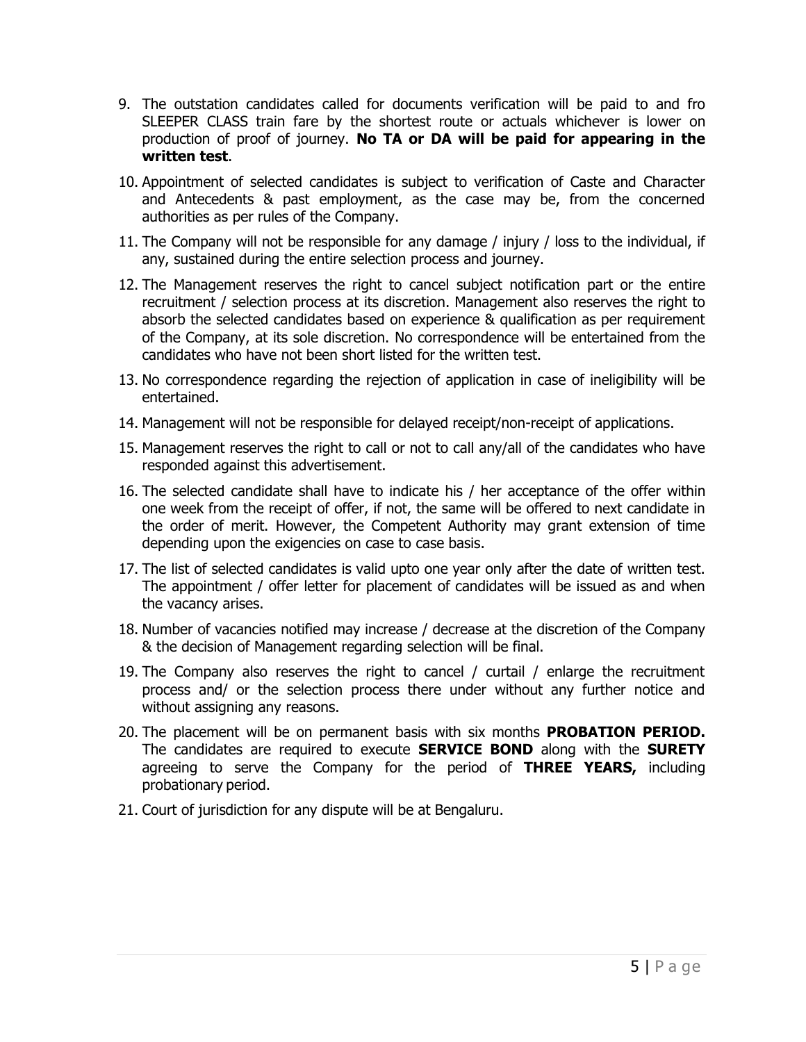9. The outstation candidates called for documents verification will be paid to and fro SLEEPER CLASS train fare by the shortest route or actuals whichever is lower on production of proof of journey. **No TA or DA will be paid for appearing in the written test**.
10. Appointment of selected candidates is subject to verification of Caste and Character and Antecedents & past employment, as the case may be, from the concerned authorities as per rules of the Company.
11. The Company will not be responsible for any damage / injury / loss to the individual, if any, sustained during the entire selection process and journey.
12. The Management reserves the right to cancel subject notification part or the entire recruitment / selection process at its discretion. Management also reserves the right to absorb the selected candidates based on experience & qualification as per requirement of the Company, at its sole discretion. No correspondence will be entertained from the candidates who have not been short listed for the written test.
13. No correspondence regarding the rejection of application in case of ineligibility will be entertained.
14. Management will not be responsible for delayed receipt/non-receipt of applications.
15. Management reserves the right to call or not to call any/all of the candidates who have responded against this advertisement.
16. The selected candidate shall have to indicate his / her acceptance of the offer within one week from the receipt of offer, if not, the same will be offered to next candidate in the order of merit. However, the Competent Authority may grant extension of time depending upon the exigencies on case to case basis.
17. The list of selected candidates is valid upto one year only after the date of written test. The appointment / offer letter for placement of candidates will be issued as and when the vacancy arises.
18. Number of vacancies notified may increase / decrease at the discretion of the Company & the decision of Management regarding selection will be final.
19. The Company also reserves the right to cancel / curtail / enlarge the recruitment process and/ or the selection process there under without any further notice and without assigning any reasons.
20. The placement will be on permanent basis with six months **PROBATION PERIOD.** The candidates are required to execute **SERVICE BOND** along with the **SURETY** agreeing to serve the Company for the period of **THREE YEARS,** including probationary period.
21. Court of jurisdiction for any dispute will be at Bengaluru.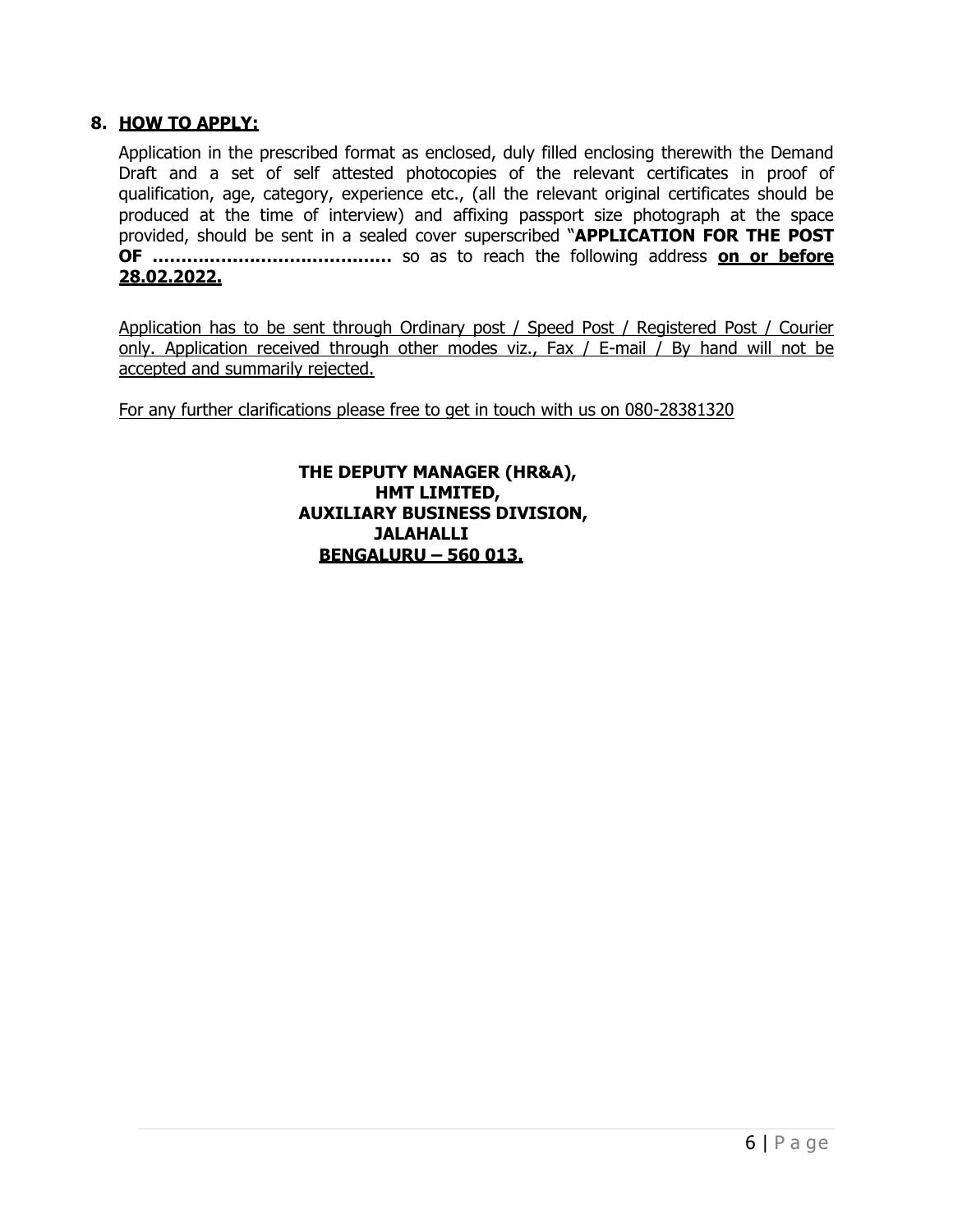## 8. HOW TO APPLY:

Application in the prescribed format as enclosed, duly filled enclosing therewith the Demand Draft and a set of self attested photocopies of the relevant certificates in proof of qualification, age, category, experience etc., (all the relevant original certificates should be produced at the time of interview) and affixing passport size photograph at the space provided, should be sent in a sealed cover superscribed "**APPLICATION FOR THE POST OF ………………………………….** so as to reach the following address **on or before 28.02.2022.**

Application has to be sent through Ordinary post / Speed Post / Registered Post / Courier only. Application received through other modes viz., Fax / E-mail / By hand will not be accepted and summarily rejected.

For any further clarifications please free to get in touch with us on 080-28381320

**THE DEPUTY MANAGER (HR&A),**
**HMT LIMITED,**
**AUXILIARY BUSINESS DIVISION,**
**JALAHALLI**
**BENGALURU – 560 013.**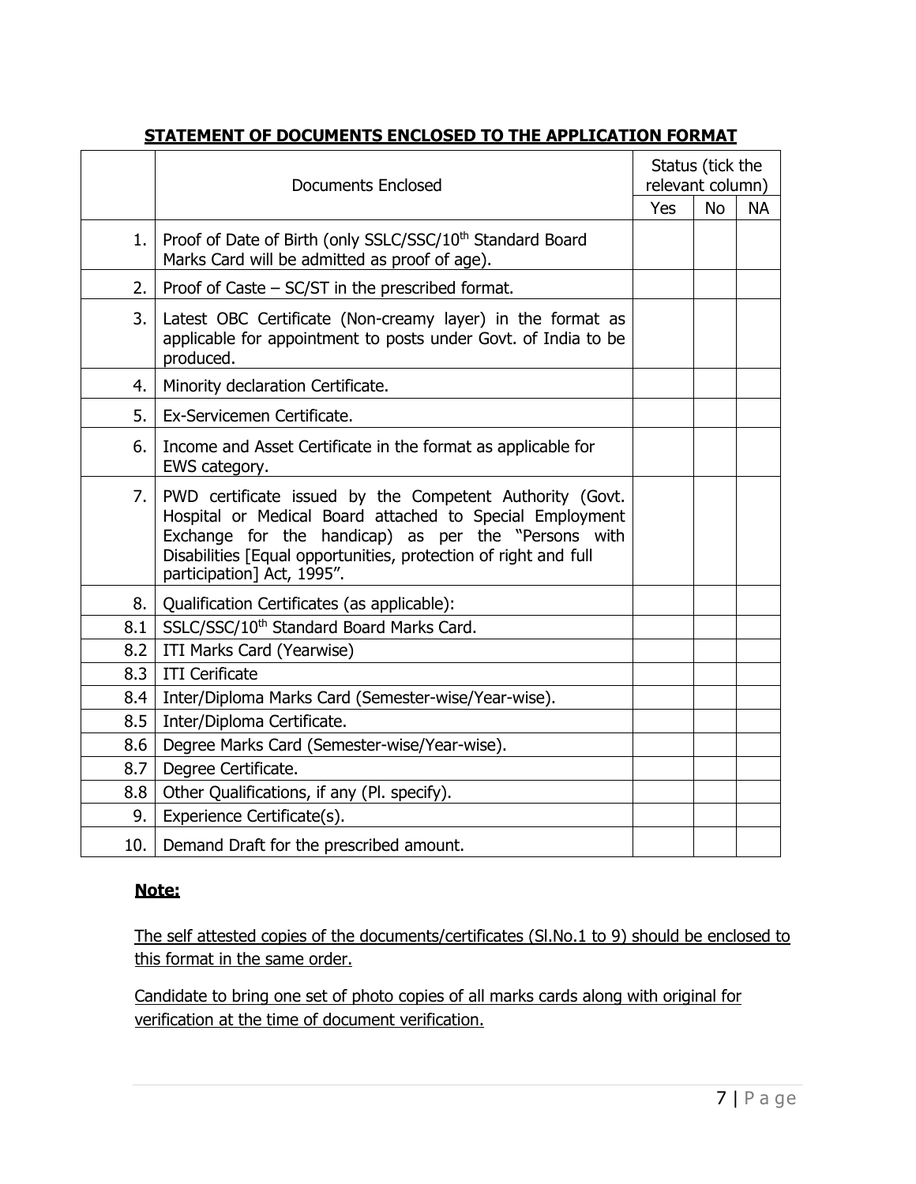## STATEMENT OF DOCUMENTS ENCLOSED TO THE APPLICATION FORMAT

| | Documents Enclosed | Status (tick the relevant column) | | |
|---|---|---|---|---|
| | | Yes | No | NA |
| 1. | Proof of Date of Birth (only SSLC/SSC/10th Standard Board Marks Card will be admitted as proof of age). | | | |
| 2. | Proof of Caste – SC/ST in the prescribed format. | | | |
| 3. | Latest OBC Certificate (Non-creamy layer) in the format as applicable for appointment to posts under Govt. of India to be produced. | | | |
| 4. | Minority declaration Certificate. | | | |
| 5. | Ex-Servicemen Certificate. | | | |
| 6. | Income and Asset Certificate in the format as applicable for EWS category. | | | |
| 7. | PWD certificate issued by the Competent Authority (Govt. Hospital or Medical Board attached to Special Employment Exchange for the handicap) as per the "Persons with Disabilities [Equal opportunities, protection of right and full participation] Act, 1995". | | | |
| 8. | Qualification Certificates (as applicable): | | | |
| 8.1 | SSLC/SSC/10th Standard Board Marks Card. | | | |
| 8.2 | ITI Marks Card (Yearwise) | | | |
| 8.3 | ITI Cerificate | | | |
| 8.4 | Inter/Diploma Marks Card (Semester-wise/Year-wise). | | | |
| 8.5 | Inter/Diploma Certificate. | | | |
| 8.6 | Degree Marks Card (Semester-wise/Year-wise). | | | |
| 8.7 | Degree Certificate. | | | |
| 8.8 | Other Qualifications, if any (Pl. specify). | | | |
| 9. | Experience Certificate(s). | | | |
| 10. | Demand Draft for the prescribed amount. | | | |

**Note:**

The self attested copies of the documents/certificates (Sl.No.1 to 9) should be enclosed to this format in the same order.

Candidate to bring one set of photo copies of all marks cards along with original for verification at the time of document verification.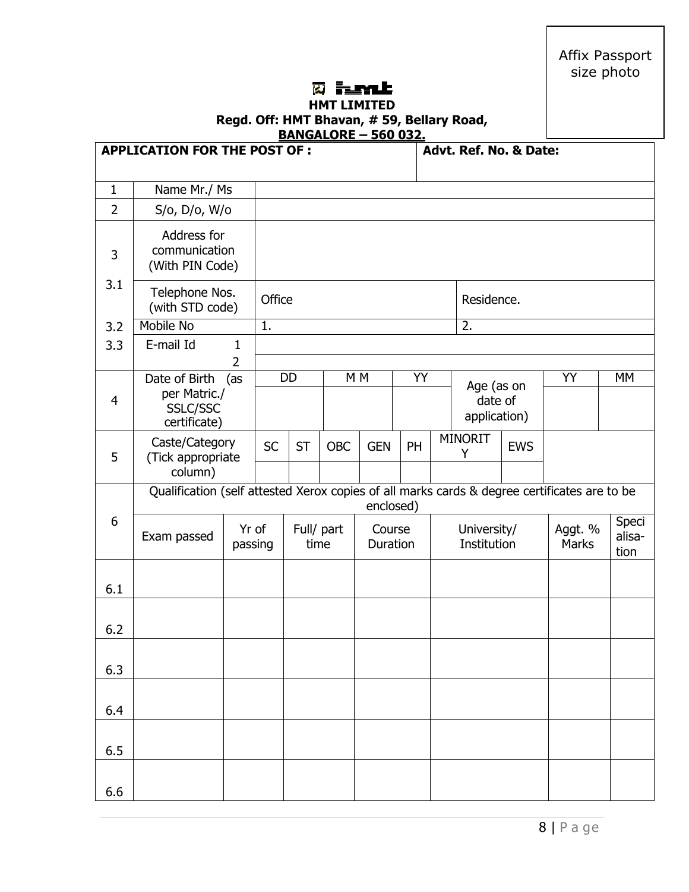Affix Passport size photo

**HMT LIMITED**

**Regd. Off: HMT Bhavan, # 59, Bellary Road,**

**BANGALORE – 560 032.**

| **APPLICATION FOR THE POST OF :** | **Advt. Ref. No. & Date:** |
|---|---|
| | |

| | | | |
|---|---|---|---|
| 1 | Name Mr./ Ms | | |
| 2 | S/o, D/o, W/o | | |
| 3 | Address for communication (With PIN Code) | | |
| 3.1 | Telephone Nos. (with STD code) | Office | Residence. |
| 3.2 | Mobile No | 1. | 2. |
| 3.3 | E-mail Id 1 | | |
| | 2 | | |

| | | DD | MM | YY | | YY | MM |
|---|---|---|---|---|---|---|---|
| 4 | Date of Birth (as per Matric./ SSLC/SSC certificate) | | | | Age (as on date of application) | | |

| | | SC | ST | OBC | GEN | PH | MINORITY | EWS |
|---|---|---|---|---|---|---|---|---|
| 5 | Caste/Category (Tick appropriate column) | | | | | | | |

**6** Qualification (self attested Xerox copies of all marks cards & degree certificates are to be enclosed)

| | Exam passed | Yr of passing | Full/ part time | Course Duration | University/ Institution | Aggt. % Marks | Specialisation |
|---|---|---|---|---|---|---|---|
| 6.1 | | | | | | | |
| 6.2 | | | | | | | |
| 6.3 | | | | | | | |
| 6.4 | | | | | | | |
| 6.5 | | | | | | | |
| 6.6 | | | | | | | |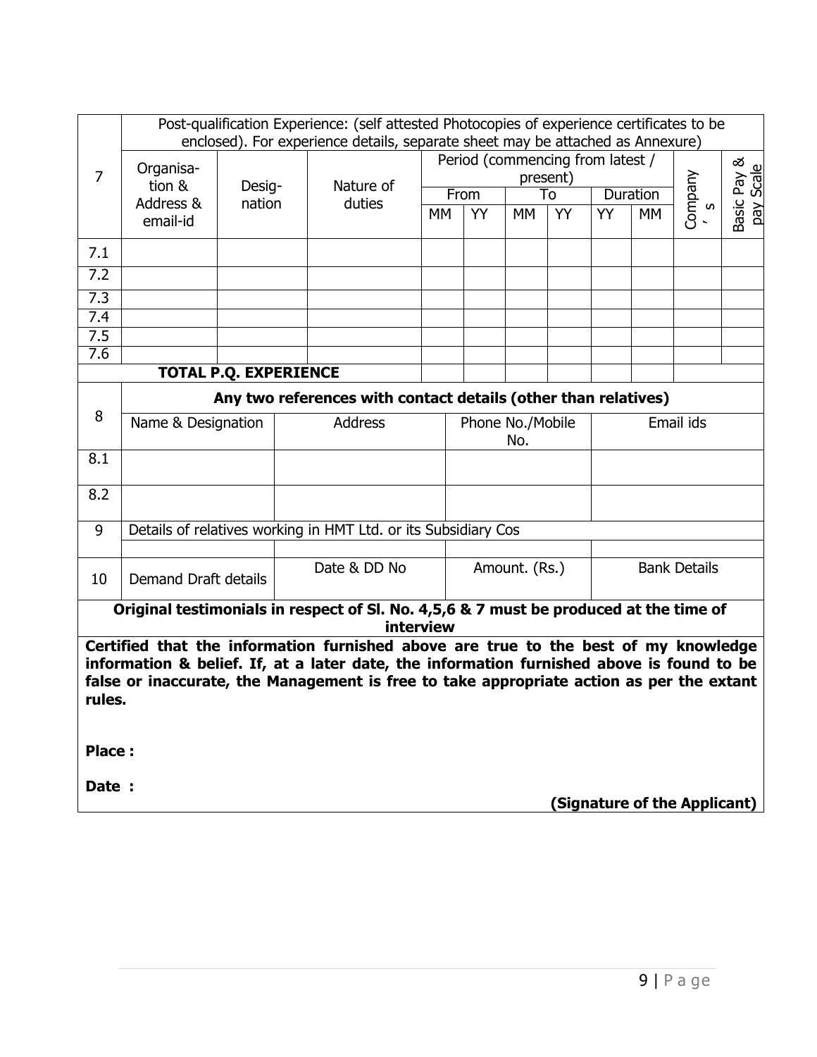| 7 | Post-qualification Experience: (self attested Photocopies of experience certificates to be enclosed). For experience details, separate sheet may be attached as Annexure) | | | | | | | | | | |
|---|---|---|---|---|---|---|---|---|---|---|---|
| | Organisa-tion & Address & email-id | Desig-nation | Nature of duties | Period (commencing from latest / present) | | | | | | Company' s | Basic Pay & pay Scale |
| | | | | From | | To | | Duration | | | |
| | | | | MM | YY | MM | YY | YY | MM | | |
| 7.1 | | | | | | | | | | | |
| 7.2 | | | | | | | | | | | |
| 7.3 | | | | | | | | | | | |
| 7.4 | | | | | | | | | | | |
| 7.5 | | | | | | | | | | | |
| 7.6 | | | | | | | | | | | |
| | **TOTAL P.Q. EXPERIENCE** | | | | | | | | | | |

| 8 | **Any two references with contact details (other than relatives)** | | | |
|---|---|---|---|---|
| | Name & Designation | Address | Phone No./Mobile No. | Email ids |
| 8.1 | | | | |
| 8.2 | | | | |
| 9 | Details of relatives working in HMT Ltd. or its Subsidiary Cos | | | |
| | | | | |
| 10 | Demand Draft details | Date & DD No | Amount. (Rs.) | Bank Details |

**Original testimonials in respect of Sl. No. 4,5,6 & 7 must be produced at the time of interview**

**Certified that the information furnished above are true to the best of my knowledge information & belief. If, at a later date, the information furnished above is found to be false or inaccurate, the Management is free to take appropriate action as per the extant rules.**

**Place :**

**Date :**

**(Signature of the Applicant)**